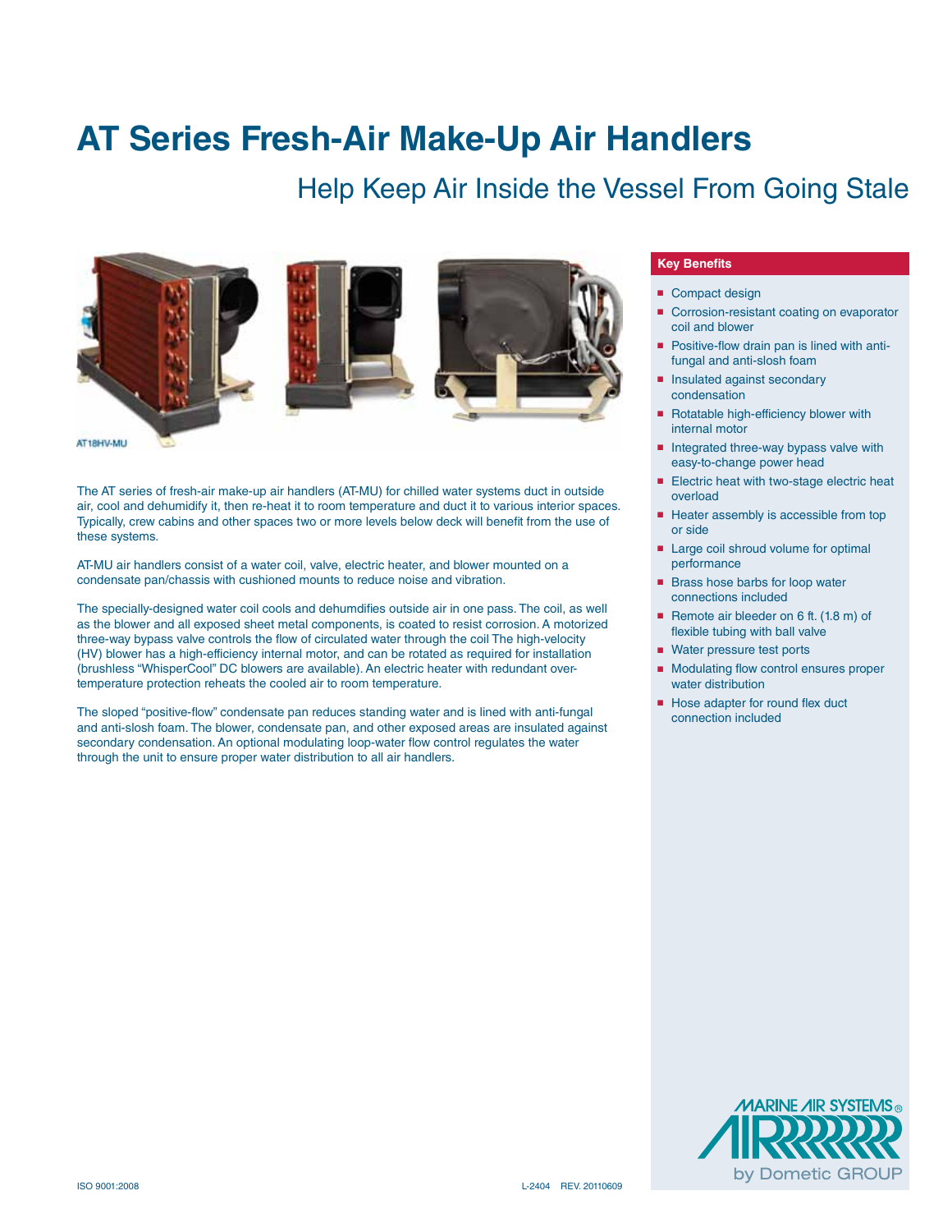# AT Series Fresh-Air Make-Up Air Handlers

## Help Keep Air Inside the Vessel From Going Stale

AT18HV-MU

The AT series of fresh-air make-up air handlers (AT-MU) for chilled water systems duct in outside air, cool and dehumidify it, then re-heat it to room temperature and duct it to various interior spaces. Typically, crew cabins and other spaces two or more levels below deck will benefit from the use of these systems.

AT-MU air handlers consist of a water coil, valve, electric heater, and blower mounted on a condensate pan/chassis with cushioned mounts to reduce noise and vibration.

The specially-designed water coil cools and dehumdifies outside air in one pass. The coil, as well as the blower and all exposed sheet metal components, is coated to resist corrosion. A motorized three-way bypass valve controls the flow of circulated water through the coil The high-velocity (HV) blower has a high-efficiency internal motor, and can be rotated as required for installation (brushless "WhisperCool" DC blowers are available). An electric heater with redundant over-temperature protection reheats the cooled air to room temperature.

The sloped "positive-flow" condensate pan reduces standing water and is lined with anti-fungal and anti-slosh foam. The blower, condensate pan, and other exposed areas are insulated against secondary condensation. An optional modulating loop-water flow control regulates the water through the unit to ensure proper water distribution to all air handlers.

### Key Benefits

- Compact design
- Corrosion-resistant coating on evaporator coil and blower
- Positive-flow drain pan is lined with anti-fungal and anti-slosh foam
- Insulated against secondary condensation
- Rotatable high-efficiency blower with internal motor
- Integrated three-way bypass valve with easy-to-change power head
- Electric heat with two-stage electric heat overload
- Heater assembly is accessible from top or side
- Large coil shroud volume for optimal performance
- Brass hose barbs for loop water connections included
- Remote air bleeder on 6 ft. (1.8 m) of flexible tubing with ball valve
- Water pressure test ports
- Modulating flow control ensures proper water distribution
- Hose adapter for round flex duct connection included

MARINE AIR SYSTEMS® by Dometic GROUP

ISO 9001:2008

L-2404 REV. 20110609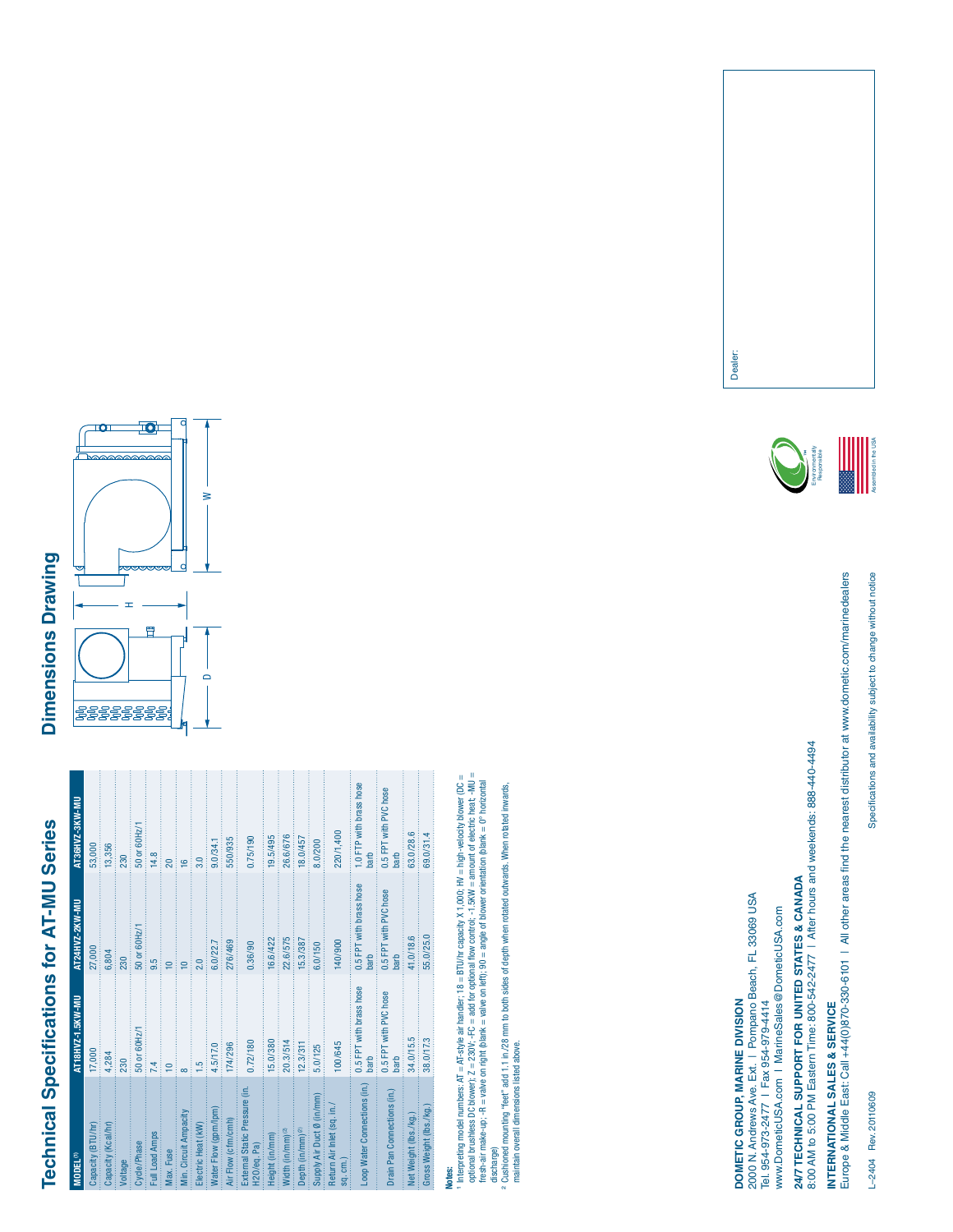# Technical Specifications for AT-MU Series

| MODEL[1] | AT18HVZ-1.5KW-MU | AT24HVZ-2KW-MU | AT36HVZ-3KW-MU |
|---|---|---|---|
| Capacity (BTU/hr) | 17,000 | 27,000 | 53,000 |
| Capacity (Kcal/hr) | 4,284 | 6,804 | 13,356 |
| Voltage | 230 | 230 | 230 |
| Cycle/Phase | 50 or 60Hz/1 | 50 or 60Hz/1 | 50 or 60Hz/1 |
| Full Load Amps | 7.4 | 9.5 | 14.8 |
| Max. Fuse | 10 | 10 | 20 |
| Min. Circuit Ampacity | 8 | 10 | 16 |
| Electric Heat (kW) | 1.5 | 2.0 | 3.0 |
| Water Flow (gpm/lpm) | 4.5/17.0 | 6.0/22.7 | 9.0/34.1 |
| Air Flow (cfm/cmh) | 174/296 | 276/469 | 550/935 |
| External Static Pressure (in. H2O/eq. Pa) | 0.72/180 | 0.36/90 | 0.75/190 |
| Height (in/mm) | 15.0/380 | 16.6/422 | 19.5/495 |
| Width (in/mm)[2] | 20.3/514 | 22.6/575 | 26.6/676 |
| Depth (in/mm)[2] | 12.3/311 | 15.3/387 | 18.0/457 |
| Supply Air Duct Ø (in/mm) | 5.0/125 | 6.0/150 | 8.0/200 |
| Return Air Inlet (sq. in./ sq. cm.) | 100/645 | 140/900 | 220/1,400 |
| Loop Water Connections (in.) | 0.5 FPT with brass hose barb | 0.5 FPT with brass hose barb | 1.0 FTP with brass hose barb |
| Drain Pan Connections (in.) | 0.5 FPT with PVC hose barb | 0.5 FPT with PVC hose barb | 0.5 FPT with PVC hose barb |
| Net Weight (lbs./kg.) | 34.0/15.5 | 41.0/18.6 | 63.0/28.6 |
| Gross Weight (lbs./kg.) | 38.0/17.3 | 55.0/25.0 | 69.0/31.4 |

**Notes:**

[1] Interpreting model numbers: AT = AT-style air handler; 18 = BTU/hr capacity X 1,000; HV = high-velocity blower (DC = optional brushless DC blower); Z = 230V; -FC = add for optional flow control; -1.5KW = amount of electric heat; -MU = fresh-air make-up; -R = valve on right (blank = valve on left); 90 = angle of blower orientation (blank = 0° horizontal discharge)

[2] Cushioned mounting "feet" add 1.1 in./28 mm to both sides of depth when rotated outwards. When rotated inwards, maintain overall dimensions listed above.

# Dimensions Drawing

D

H

W

Dealer:

Environmentally Responsible

Assembled in the USA

**DOMETIC GROUP, MARINE DIVISION**
2000 N. Andrews Ave. Ext. | Pompano Beach, FL 33069 USA
Tel. 954-973-2477 | Fax 954-979-4414
www.DometicUSA.com | MarineSales@DometicUSA.com

**24/7 TECHNICAL SUPPORT FOR UNITED STATES & CANADA**
8:00 AM to 5:00 PM Eastern Time: 800-542-2477 | After hours and weekends: 888-440-4494

**INTERNATIONAL SALES & SERVICE**
Europe & Middle East: Call +44(0)870-330-6101 | All other areas find the nearest distributor at www.dometic.com/marinedealers

L–2404 Rev. 20110609

Specifications and availability subject to change without notice